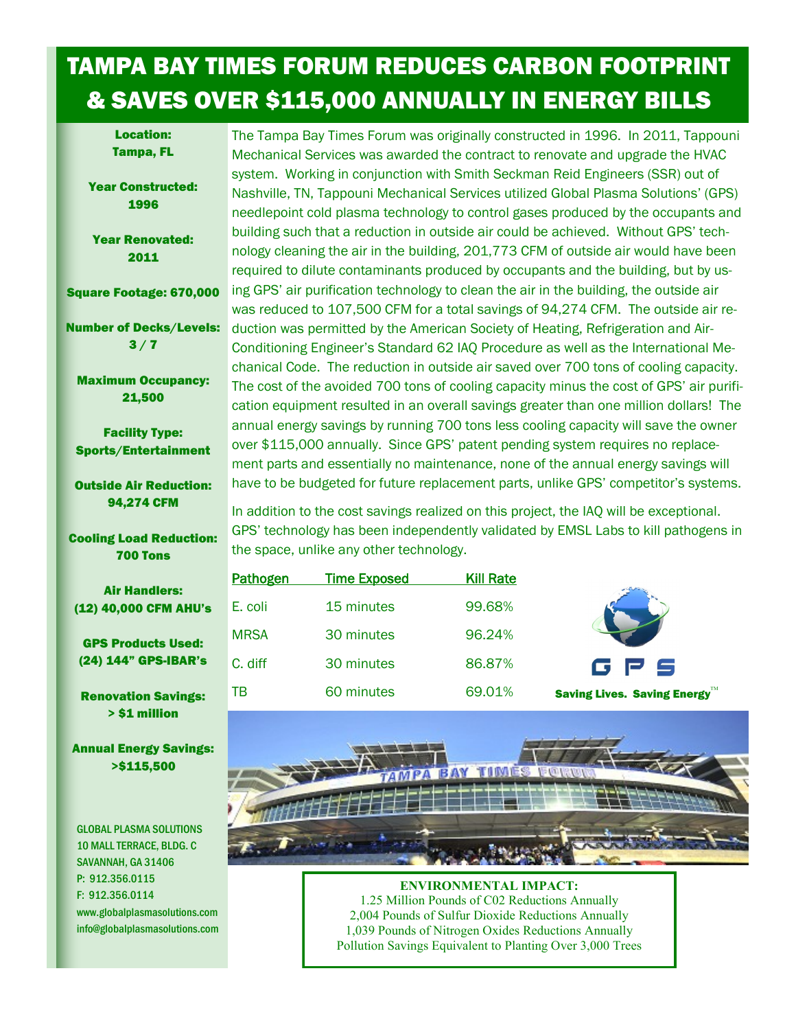# TAMPA BAY TIMES FORUM REDUCES CARBON FOOTPRINT & SAVES OVER $115,000 ANNUALLY IN ENERGY BILLS

**Location:** Tampa, FL

**Year Constructed:** 1996

**Year Renovated:** 2011

**Square Footage:** 670,000

**Number of Decks/Levels:** 3 / 7

**Maximum Occupancy:** 21,500

**Facility Type:** Sports/Entertainment

**Outside Air Reduction:** 94,274 CFM

**Cooling Load Reduction:** 700 Tons

**Air Handlers:** (12) 40,000 CFM AHU's

**GPS Products Used:** (24) 144" GPS-IBAR's

**Renovation Savings:** > $1 million

**Annual Energy Savings:** >$115,500

GLOBAL PLASMA SOLUTIONS
10 MALL TERRACE, BLDG. C
SAVANNAH, GA 31406
P: 912.356.0115
F: 912.356.0114
www.globalplasmasolutions.com
info@globalplasmasolutions.com

The Tampa Bay Times Forum was originally constructed in 1996. In 2011, Tappouni Mechanical Services was awarded the contract to renovate and upgrade the HVAC system. Working in conjunction with Smith Seckman Reid Engineers (SSR) out of Nashville, TN, Tappouni Mechanical Services utilized Global Plasma Solutions' (GPS) needlepoint cold plasma technology to control gases produced by the occupants and building such that a reduction in outside air could be achieved. Without GPS' technology cleaning the air in the building, 201,773 CFM of outside air would have been required to dilute contaminants produced by occupants and the building, but by using GPS' air purification technology to clean the air in the building, the outside air was reduced to 107,500 CFM for a total savings of 94,274 CFM. The outside air reduction was permitted by the American Society of Heating, Refrigeration and Air-Conditioning Engineer's Standard 62 IAQ Procedure as well as the International Mechanical Code. The reduction in outside air saved over 700 tons of cooling capacity. The cost of the avoided 700 tons of cooling capacity minus the cost of GPS' air purification equipment resulted in an overall savings greater than one million dollars! The annual energy savings by running 700 tons less cooling capacity will save the owner over $115,000 annually. Since GPS' patent pending system requires no replacement parts and essentially no maintenance, none of the annual energy savings will have to be budgeted for future replacement parts, unlike GPS' competitor's systems.

In addition to the cost savings realized on this project, the IAQ will be exceptional. GPS' technology has been independently validated by EMSL Labs to kill pathogens in the space, unlike any other technology.

| Pathogen | Time Exposed | Kill Rate |
|---|---|---|
| E. coli | 15 minutes | 99.68% |
| MRSA | 30 minutes | 96.24% |
| C. diff | 30 minutes | 86.87% |
| TB | 60 minutes | 69.01% |

GPS

Saving Lives. Saving Energy™

**ENVIRONMENTAL IMPACT:**
1.25 Million Pounds of C02 Reductions Annually
2,004 Pounds of Sulfur Dioxide Reductions Annually
1,039 Pounds of Nitrogen Oxides Reductions Annually
Pollution Savings Equivalent to Planting Over 3,000 Trees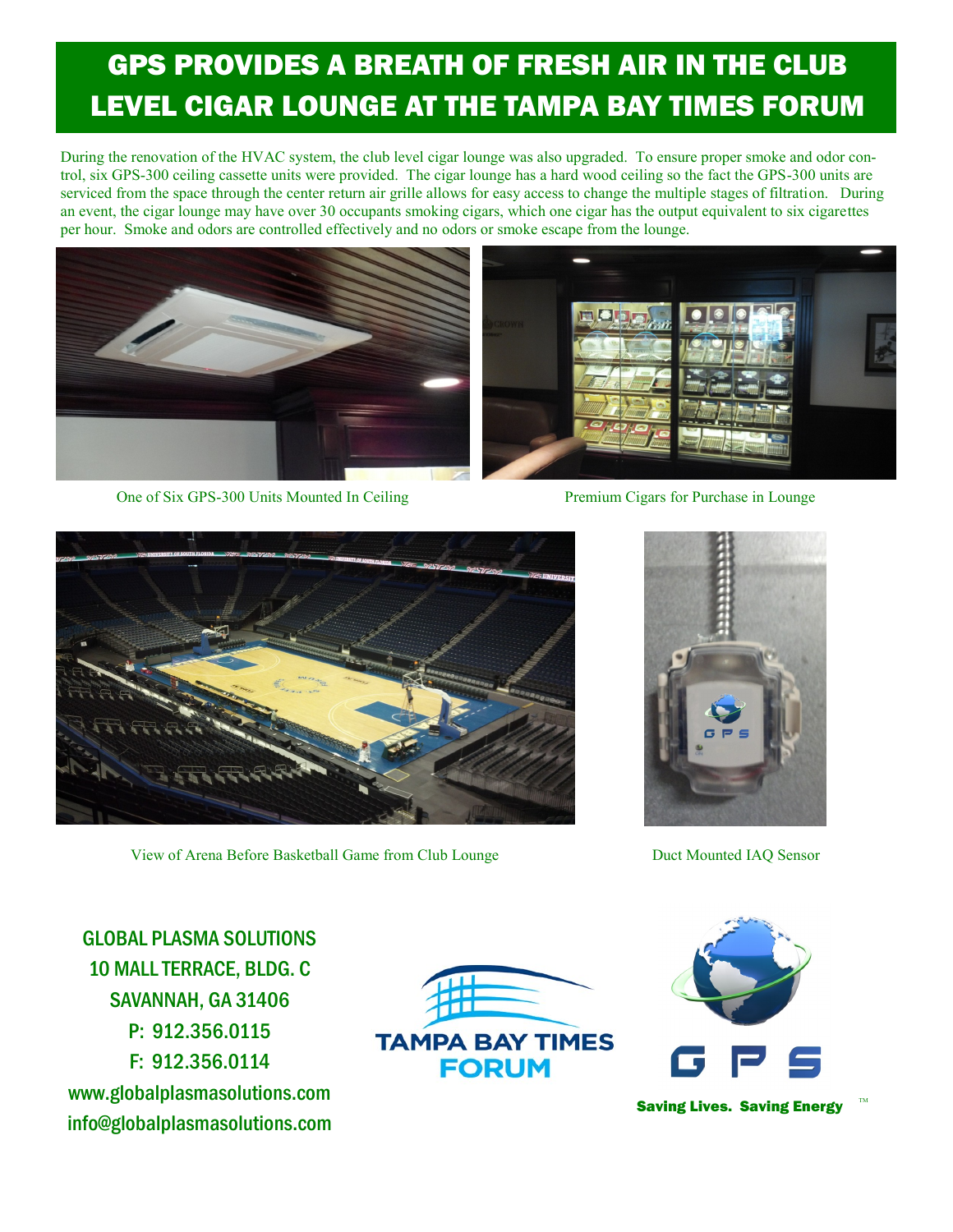# GPS PROVIDES A BREATH OF FRESH AIR IN THE CLUB LEVEL CIGAR LOUNGE AT THE TAMPA BAY TIMES FORUM

During the renovation of the HVAC system, the club level cigar lounge was also upgraded. To ensure proper smoke and odor control, six GPS-300 ceiling cassette units were provided. The cigar lounge has a hard wood ceiling so the fact the GPS-300 units are serviced from the space through the center return air grille allows for easy access to change the multiple stages of filtration. During an event, the cigar lounge may have over 30 occupants smoking cigars, which one cigar has the output equivalent to six cigarettes per hour. Smoke and odors are controlled effectively and no odors or smoke escape from the lounge.

One of Six GPS-300 Units Mounted In Ceiling

Premium Cigars for Purchase in Lounge

View of Arena Before Basketball Game from Club Lounge

Duct Mounted IAQ Sensor

GLOBAL PLASMA SOLUTIONS
10 MALL TERRACE, BLDG. C
SAVANNAH, GA 31406
P: 912.356.0115
F: 912.356.0114
www.globalplasmasolutions.com
info@globalplasmasolutions.com

TAMPA BAY TIMES FORUM

GPS

**Saving Lives. Saving Energy** ™